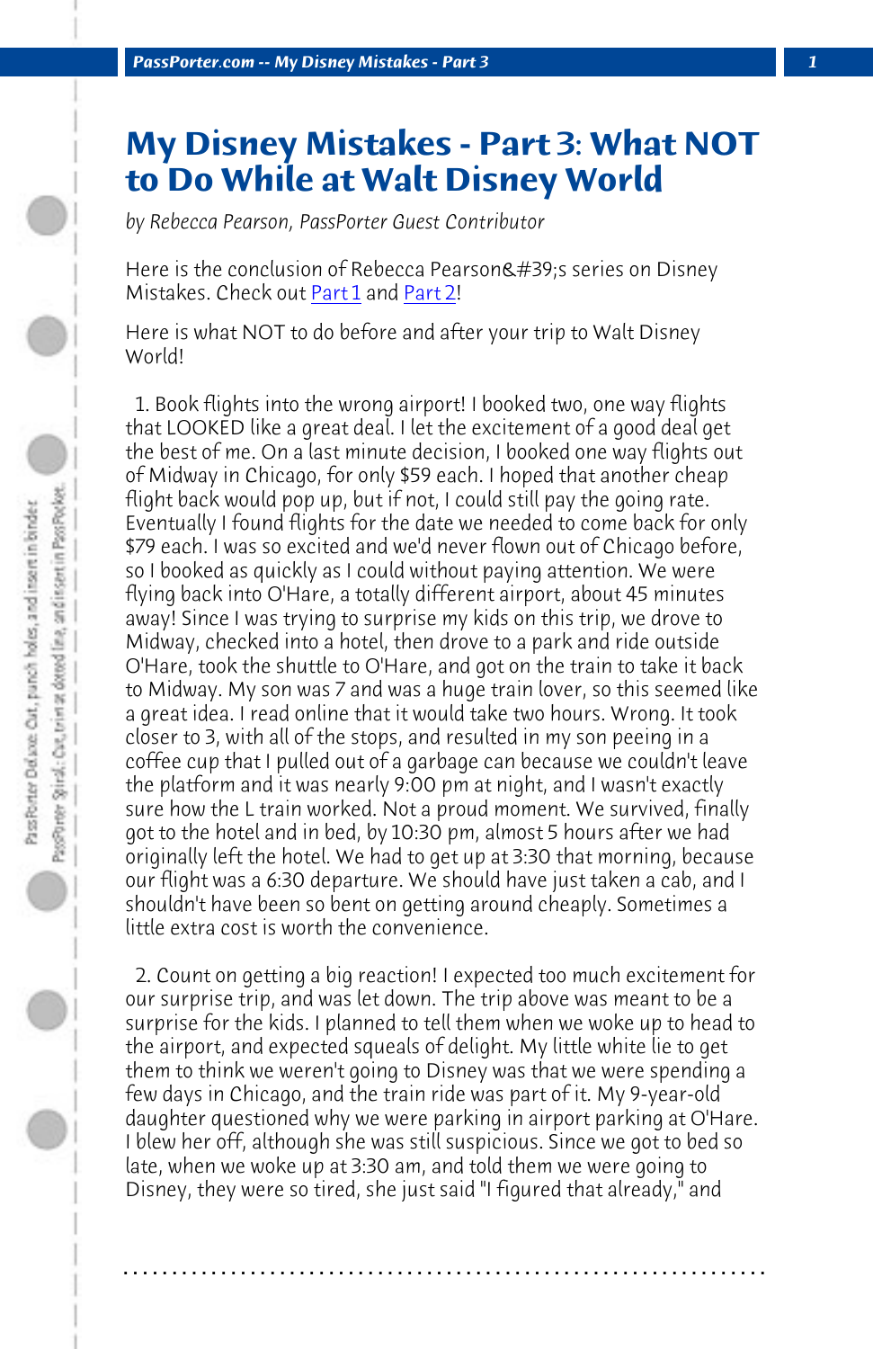# My Disney Mistakes - Part 3: What NOT to Do While at Walt Disney World

*by Rebecca Pearson, PassPorter Guest Contributor*

Here is the conclusion of Rebecca Pearson&#39;s series on Disney Mistakes. Check out Part 1 and Part 2!

Here is what NOT to do before and after your trip to Walt Disney World!

1. Book flights into the wrong airport! I booked two, one way flights that LOOKED like a great deal. I let the excitement of a good deal get the best of me. On a last minute decision, I booked one way flights out of Midway in Chicago, for only $59 each. I hoped that another cheap flight back would pop up, but if not, I could still pay the going rate. Eventually I found flights for the date we needed to come back for only $79 each. I was so excited and we'd never flown out of Chicago before, so I booked as quickly as I could without paying attention. We were flying back into O'Hare, a totally different airport, about 45 minutes away! Since I was trying to surprise my kids on this trip, we drove to Midway, checked into a hotel, then drove to a park and ride outside O'Hare, took the shuttle to O'Hare, and got on the train to take it back to Midway. My son was 7 and was a huge train lover, so this seemed like a great idea. I read online that it would take two hours. Wrong. It took closer to 3, with all of the stops, and resulted in my son peeing in a coffee cup that I pulled out of a garbage can because we couldn't leave the platform and it was nearly 9:00 pm at night, and I wasn't exactly sure how the L train worked. Not a proud moment. We survived, finally got to the hotel and in bed, by 10:30 pm, almost 5 hours after we had originally left the hotel. We had to get up at 3:30 that morning, because our flight was a 6:30 departure. We should have just taken a cab, and I shouldn't have been so bent on getting around cheaply. Sometimes a little extra cost is worth the convenience.

2. Count on getting a big reaction! I expected too much excitement for our surprise trip, and was let down. The trip above was meant to be a surprise for the kids. I planned to tell them when we woke up to head to the airport, and expected squeals of delight. My little white lie to get them to think we weren't going to Disney was that we were spending a few days in Chicago, and the train ride was part of it. My 9-year-old daughter questioned why we were parking in airport parking at O'Hare. I blew her off, although she was still suspicious. Since we got to bed so late, when we woke up at 3:30 am, and told them we were going to Disney, they were so tired, she just said "I figured that already," and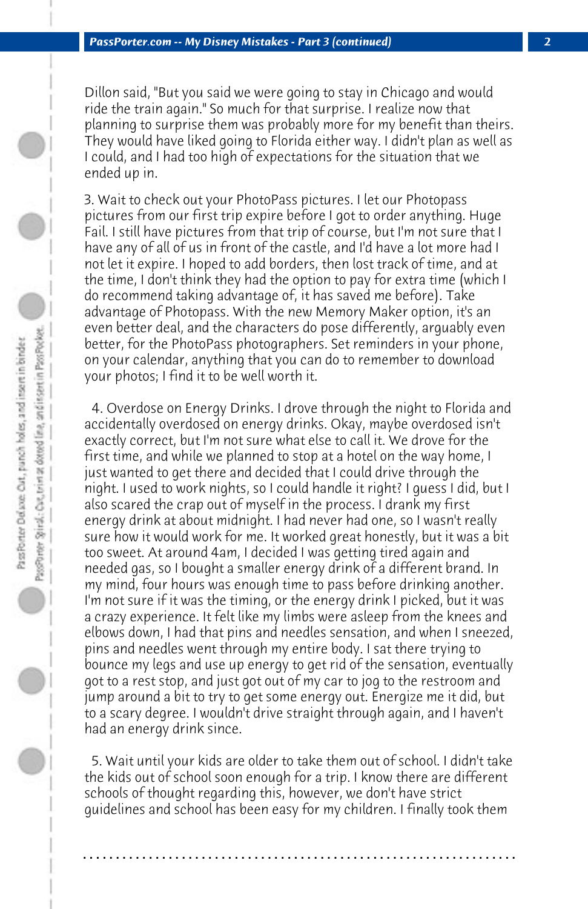Dillon said, "But you said we were going to stay in Chicago and would ride the train again." So much for that surprise. I realize now that planning to surprise them was probably more for my benefit than theirs. They would have liked going to Florida either way. I didn't plan as well as I could, and I had too high of expectations for the situation that we ended up in.

3. Wait to check out your PhotoPass pictures. I let our Photopass pictures from our first trip expire before I got to order anything. Huge Fail. I still have pictures from that trip of course, but I'm not sure that I have any of all of us in front of the castle, and I'd have a lot more had I not let it expire. I hoped to add borders, then lost track of time, and at the time, I don't think they had the option to pay for extra time (which I do recommend taking advantage of, it has saved me before). Take advantage of Photopass. With the new Memory Maker option, it's an even better deal, and the characters do pose differently, arguably even better, for the PhotoPass photographers. Set reminders in your phone, on your calendar, anything that you can do to remember to download your photos; I find it to be well worth it.

4. Overdose on Energy Drinks. I drove through the night to Florida and accidentally overdosed on energy drinks. Okay, maybe overdosed isn't exactly correct, but I'm not sure what else to call it. We drove for the first time, and while we planned to stop at a hotel on the way home, I just wanted to get there and decided that I could drive through the night. I used to work nights, so I could handle it right? I guess I did, but I also scared the crap out of myself in the process. I drank my first energy drink at about midnight. I had never had one, so I wasn't really sure how it would work for me. It worked great honestly, but it was a bit too sweet. At around 4am, I decided I was getting tired again and needed gas, so I bought a smaller energy drink of a different brand. In my mind, four hours was enough time to pass before drinking another. I'm not sure if it was the timing, or the energy drink I picked, but it was a crazy experience. It felt like my limbs were asleep from the knees and elbows down, I had that pins and needles sensation, and when I sneezed, pins and needles went through my entire body. I sat there trying to bounce my legs and use up energy to get rid of the sensation, eventually got to a rest stop, and just got out of my car to jog to the restroom and jump around a bit to try to get some energy out. Energize me it did, but to a scary degree. I wouldn't drive straight through again, and I haven't had an energy drink since.

5. Wait until your kids are older to take them out of school. I didn't take the kids out of school soon enough for a trip. I know there are different schools of thought regarding this, however, we don't have strict guidelines and school has been easy for my children. I finally took them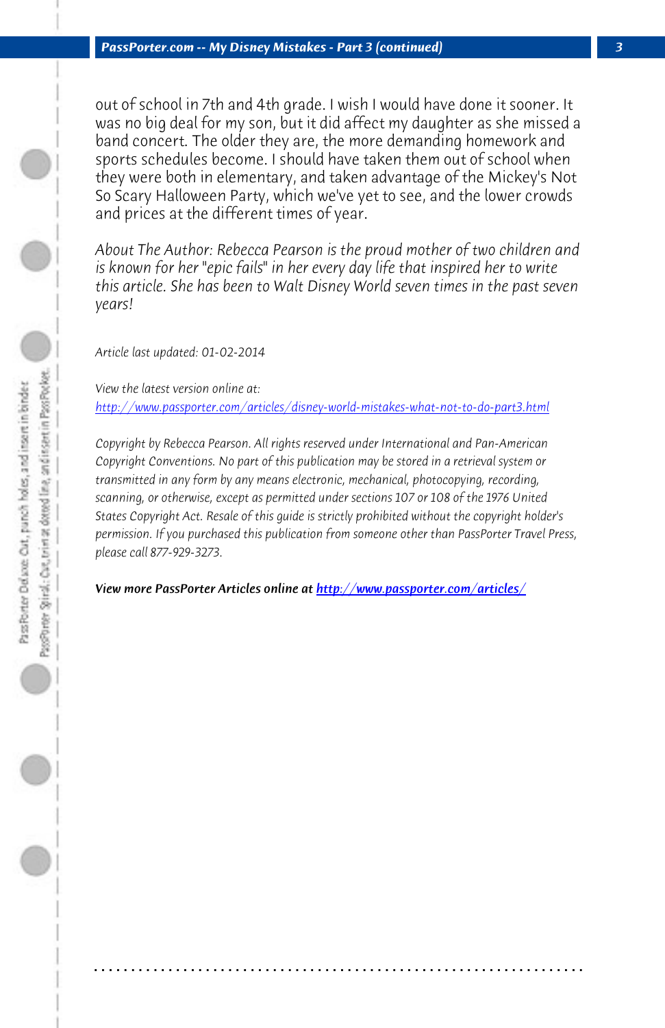out of school in 7th and 4th grade. I wish I would have done it sooner. It was no big deal for my son, but it did affect my daughter as she missed a band concert. The older they are, the more demanding homework and sports schedules become. I should have taken them out of school when they were both in elementary, and taken advantage of the Mickey's Not So Scary Halloween Party, which we've yet to see, and the lower crowds and prices at the different times of year.

*About The Author: Rebecca Pearson is the proud mother of two children and is known for her "epic fails" in her every day life that inspired her to write this article. She has been to Walt Disney World seven times in the past seven years!*

*Article last updated: 01-02-2014*

*View the latest version online at:*
*[http://www.passporter.com/articles/disney-world-mistakes-what-not-to-do-part3.html](http://www.passporter.com/articles/disney-world-mistakes-what-not-to-do-part3.html)*

*Copyright by Rebecca Pearson. All rights reserved under International and Pan-American Copyright Conventions. No part of this publication may be stored in a retrieval system or transmitted in any form by any means electronic, mechanical, photocopying, recording, scanning, or otherwise, except as permitted under sections 107 or 108 of the 1976 United States Copyright Act. Resale of this guide is strictly prohibited without the copyright holder's permission. If you purchased this publication from someone other than PassPorter Travel Press, please call 877-929-3273.*

***View more PassPorter Articles online at [http://www.passporter.com/articles/](http://www.passporter.com/articles/)***